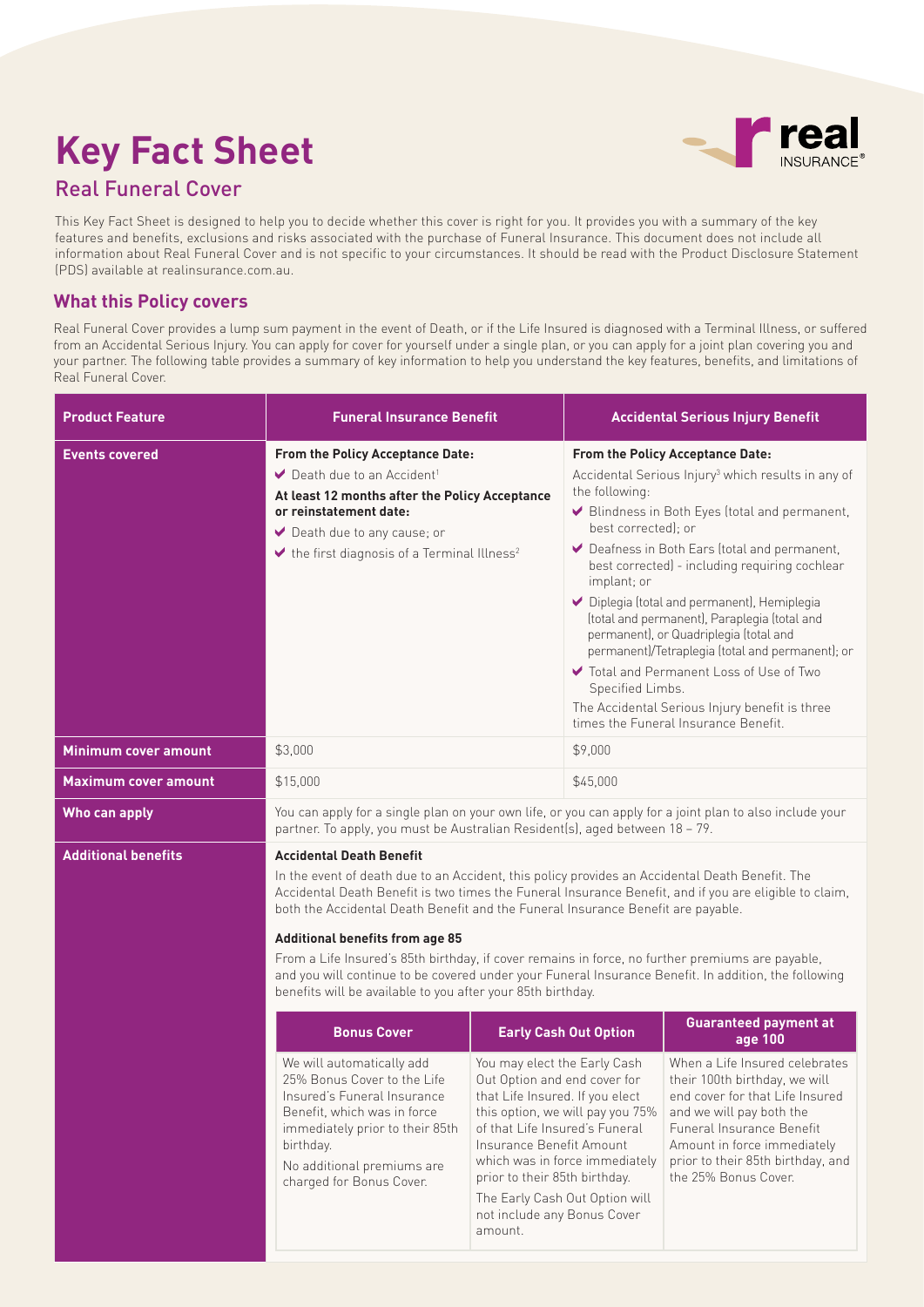# Key Fact Sheet

## Real Funeral Cover

This Key Fact Sheet is designed to help you to decide whether this cover is right for you. It provides you with a summary of the key features and benefits, exclusions and risks associated with the purchase of Funeral Insurance. This document does not include all information about Real Funeral Cover and is not specific to your circumstances. It should be read with the Product Disclosure Statement (PDS) available at realinsurance.com.au.

### What this Policy covers

Real Funeral Cover provides a lump sum payment in the event of Death, or if the Life Insured is diagnosed with a Terminal Illness, or suffered from an Accidental Serious Injury. You can apply for cover for yourself under a single plan, or you can apply for a joint plan covering you and your partner. The following table provides a summary of key information to help you understand the key features, benefits, and limitations of Real Funeral Cover.

| Product Feature | Funeral Insurance Benefit | Accidental Serious Injury Benefit |
| --- | --- | --- |
| **Events covered** | **From the Policy Acceptance Date:**<br>✔ Death due to an Accident[1]<br>**At least 12 months after the Policy Acceptance or reinstatement date:**<br>✔ Death due to any cause; or<br>✔ the first diagnosis of a Terminal Illness[2] | **From the Policy Acceptance Date:**<br>Accidental Serious Injury[3] which results in any of the following:<br>✔ Blindness in Both Eyes (total and permanent, best corrected); or<br>✔ Deafness in Both Ears (total and permanent, best corrected) - including requiring cochlear implant; or<br>✔ Diplegia (total and permanent), Hemiplegia (total and permanent), Paraplegia (total and permanent), or Quadriplegia (total and permanent)/Tetraplegia (total and permanent); or<br>✔ Total and Permanent Loss of Use of Two Specified Limbs.<br>The Accidental Serious Injury benefit is three times the Funeral Insurance Benefit. |
| **Minimum cover amount** | $3,000 | $9,000 |
| **Maximum cover amount** | $15,000 | $45,000 |
| **Who can apply** | You can apply for a single plan on your own life, or you can apply for a joint plan to also include your partner. To apply, you must be Australian Resident(s), aged between 18 – 79. | |
| **Additional benefits** | **Accidental Death Benefit**<br>In the event of death due to an Accident, this policy provides an Accidental Death Benefit. The Accidental Death Benefit is two times the Funeral Insurance Benefit, and if you are eligible to claim, both the Accidental Death Benefit and the Funeral Insurance Benefit are payable.<br>**Additional benefits from age 85**<br>From a Life Insured's 85th birthday, if cover remains in force, no further premiums are payable, and you will continue to be covered under your Funeral Insurance Benefit. In addition, the following benefits will be available to you after your 85th birthday. | |

| Bonus Cover | Early Cash Out Option | Guaranteed payment at age 100 |
| --- | --- | --- |
| We will automatically add 25% Bonus Cover to the Life Insured's Funeral Insurance Benefit, which was in force immediately prior to their 85th birthday.<br>No additional premiums are charged for Bonus Cover. | You may elect the Early Cash Out Option and end cover for that Life Insured. If you elect this option, we will pay you 75% of that Life Insured's Funeral Insurance Benefit Amount which was in force immediately prior to their 85th birthday.<br>The Early Cash Out Option will not include any Bonus Cover amount. | When a Life Insured celebrates their 100th birthday, we will end cover for that Life Insured and we will pay both the Funeral Insurance Benefit Amount in force immediately prior to their 85th birthday, and the 25% Bonus Cover. |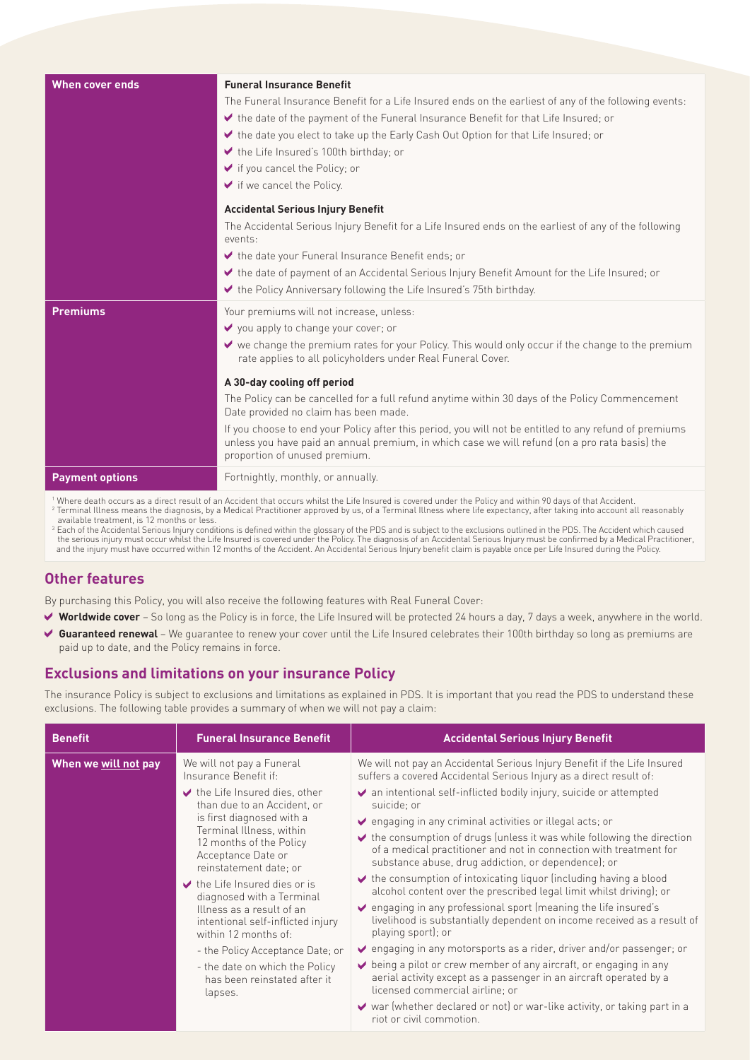| When cover ends | **Funeral Insurance Benefit**<br>The Funeral Insurance Benefit for a Life Insured ends on the earliest of any of the following events:<br>✔ the date of the payment of the Funeral Insurance Benefit for that Life Insured; or<br>✔ the date you elect to take up the Early Cash Out Option for that Life Insured; or<br>✔ the Life Insured's 100th birthday; or<br>✔ if you cancel the Policy; or<br>✔ if we cancel the Policy.<br>**Accidental Serious Injury Benefit**<br>The Accidental Serious Injury Benefit for a Life Insured ends on the earliest of any of the following events:<br>✔ the date your Funeral Insurance Benefit ends; or<br>✔ the date of payment of an Accidental Serious Injury Benefit Amount for the Life Insured; or<br>✔ the Policy Anniversary following the Life Insured's 75th birthday. |
|---|---|
| **Premiums** | Your premiums will not increase, unless:<br>✔ you apply to change your cover; or<br>✔ we change the premium rates for your Policy. This would only occur if the change to the premium rate applies to all policyholders under Real Funeral Cover.<br>**A 30-day cooling off period**<br>The Policy can be cancelled for a full refund anytime within 30 days of the Policy Commencement Date provided no claim has been made.<br>If you choose to end your Policy after this period, you will not be entitled to any refund of premiums unless you have paid an annual premium, in which case we will refund (on a pro rata basis) the proportion of unused premium. |
| **Payment options** | Fortnightly, monthly, or annually. |

[1] Where death occurs as a direct result of an Accident that occurs whilst the Life Insured is covered under the Policy and within 90 days of that Accident.
[2] Terminal Illness means the diagnosis, by a Medical Practitioner approved by us, of a Terminal Illness where life expectancy, after taking into account all reasonably available treatment, is 12 months or less.
[3] Each of the Accidental Serious Injury conditions is defined within the glossary of the PDS and is subject to the exclusions outlined in the PDS. The Accident which caused the serious injury must occur whilst the Life Insured is covered under the Policy. The diagnosis of an Accidental Serious Injury must be confirmed by a Medical Practitioner, and the injury must have occurred within 12 months of the Accident. An Accidental Serious Injury benefit claim is payable once per Life Insured during the Policy.

## Other features

By purchasing this Policy, you will also receive the following features with Real Funeral Cover:

- ✔ **Worldwide cover** – So long as the Policy is in force, the Life Insured will be protected 24 hours a day, 7 days a week, anywhere in the world.
- ✔ **Guaranteed renewal** – We guarantee to renew your cover until the Life Insured celebrates their 100th birthday so long as premiums are paid up to date, and the Policy remains in force.

## Exclusions and limitations on your insurance Policy

The insurance Policy is subject to exclusions and limitations as explained in PDS. It is important that you read the PDS to understand these exclusions. The following table provides a summary of when we will not pay a claim:

| Benefit | Funeral Insurance Benefit | Accidental Serious Injury Benefit |
|---|---|---|
| **When we will not pay** | We will not pay a Funeral Insurance Benefit if:<br>✔ the Life Insured dies, other than due to an Accident, or is first diagnosed with a Terminal Illness, within 12 months of the Policy Acceptance Date or reinstatement date; or<br>✔ the Life Insured dies or is diagnosed with a Terminal Illness as a result of an intentional self-inflicted injury within 12 months of:<br>- the Policy Acceptance Date; or<br>- the date on which the Policy has been reinstated after it lapses. | We will not pay an Accidental Serious Injury Benefit if the Life Insured suffers a covered Accidental Serious Injury as a direct result of:<br>✔ an intentional self-inflicted bodily injury, suicide or attempted suicide; or<br>✔ engaging in any criminal activities or illegal acts; or<br>✔ the consumption of drugs (unless it was while following the direction of a medical practitioner and not in connection with treatment for substance abuse, drug addiction, or dependence); or<br>✔ the consumption of intoxicating liquor (including having a blood alcohol content over the prescribed legal limit whilst driving); or<br>✔ engaging in any professional sport (meaning the life insured's livelihood is substantially dependent on income received as a result of playing sport); or<br>✔ engaging in any motorsports as a rider, driver and/or passenger; or<br>✔ being a pilot or crew member of any aircraft, or engaging in any aerial activity except as a passenger in an aircraft operated by a licensed commercial airline; or<br>✔ war (whether declared or not) or war-like activity, or taking part in a riot or civil commotion. |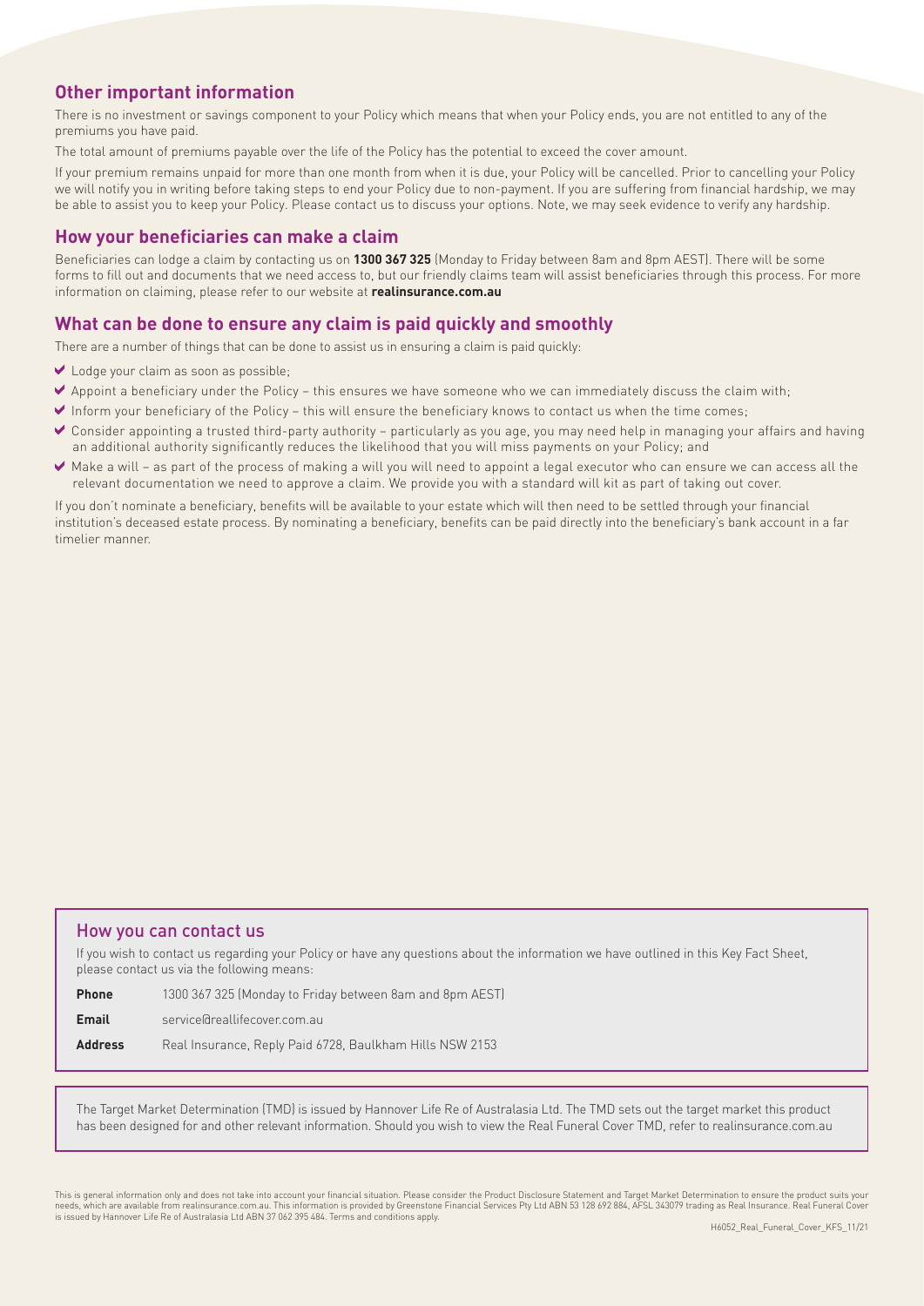## Other important information

There is no investment or savings component to your Policy which means that when your Policy ends, you are not entitled to any of the premiums you have paid.

The total amount of premiums payable over the life of the Policy has the potential to exceed the cover amount.

If your premium remains unpaid for more than one month from when it is due, your Policy will be cancelled. Prior to cancelling your Policy we will notify you in writing before taking steps to end your Policy due to non-payment. If you are suffering from financial hardship, we may be able to assist you to keep your Policy. Please contact us to discuss your options. Note, we may seek evidence to verify any hardship.

## How your beneficiaries can make a claim

Beneficiaries can lodge a claim by contacting us on **1300 367 325** (Monday to Friday between 8am and 8pm AEST). There will be some forms to fill out and documents that we need access to, but our friendly claims team will assist beneficiaries through this process. For more information on claiming, please refer to our website at **realinsurance.com.au**

## What can be done to ensure any claim is paid quickly and smoothly

There are a number of things that can be done to assist us in ensuring a claim is paid quickly:

- Lodge your claim as soon as possible;
- Appoint a beneficiary under the Policy – this ensures we have someone who we can immediately discuss the claim with;
- Inform your beneficiary of the Policy – this will ensure the beneficiary knows to contact us when the time comes;
- Consider appointing a trusted third-party authority – particularly as you age, you may need help in managing your affairs and having an additional authority significantly reduces the likelihood that you will miss payments on your Policy; and
- Make a will – as part of the process of making a will you will need to appoint a legal executor who can ensure we can access all the relevant documentation we need to approve a claim. We provide you with a standard will kit as part of taking out cover.

If you don't nominate a beneficiary, benefits will be available to your estate which will then need to be settled through your financial institution's deceased estate process. By nominating a beneficiary, benefits can be paid directly into the beneficiary's bank account in a far timelier manner.

## How you can contact us

If you wish to contact us regarding your Policy or have any questions about the information we have outlined in this Key Fact Sheet, please contact us via the following means:

| | |
|---|---|
| **Phone** | 1300 367 325 (Monday to Friday between 8am and 8pm AEST) |
| **Email** | service@reallifecover.com.au |
| **Address** | Real Insurance, Reply Paid 6728, Baulkham Hills NSW 2153 |

The Target Market Determination (TMD) is issued by Hannover Life Re of Australasia Ltd. The TMD sets out the target market this product has been designed for and other relevant information. Should you wish to view the Real Funeral Cover TMD, refer to realinsurance.com.au

This is general information only and does not take into account your financial situation. Please consider the Product Disclosure Statement and Target Market Determination to ensure the product suits your needs, which are available from realinsurance.com.au. This information is provided by Greenstone Financial Services Pty Ltd ABN 53 128 692 884, AFSL 343079 trading as Real Insurance. Real Funeral Cover is issued by Hannover Life Re of Australasia Ltd ABN 37 062 395 484. Terms and conditions apply.

H6052_Real_Funeral_Cover_KFS_11/21